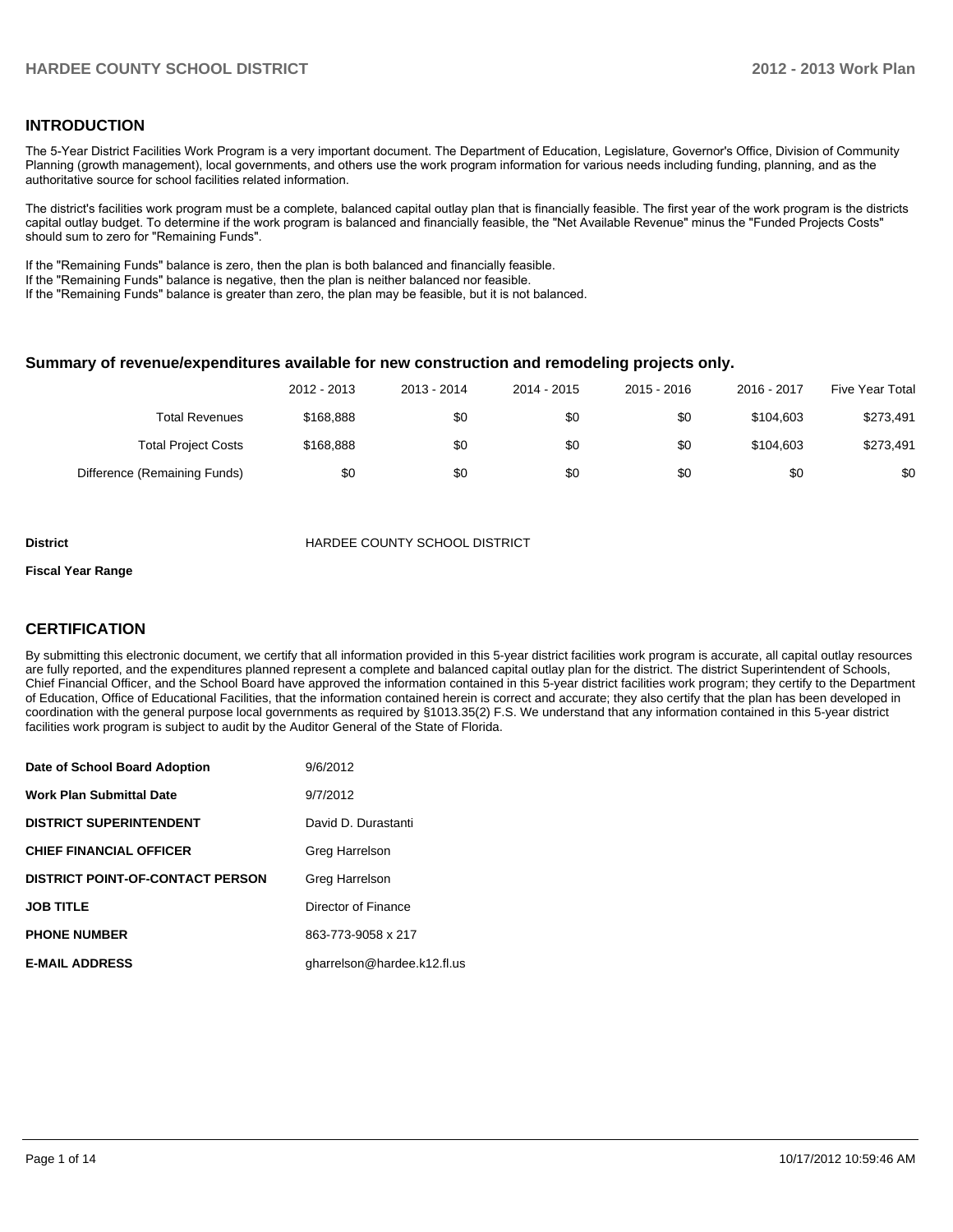## INTRODUCTION

The 5-Year District Facilities Work Program is a very important document. The Department of Education, Legislature, Governor's Office, Division of Community Planning (growth management), local governments, and others use the work program information for various needs including funding, planning, and as the authoritative source for school facilities related information.

The district's facilities work program must be a complete, balanced capital outlay plan that is financially feasible. The first year of the work program is the districts capital outlay budget. To determine if the work program is balanced and financially feasible, the "Net Available Revenue" minus the "Funded Projects Costs" should sum to zero for "Remaining Funds".

If the "Remaining Funds" balance is zero, then the plan is both balanced and financially feasible.
If the "Remaining Funds" balance is negative, then the plan is neither balanced nor feasible.
If the "Remaining Funds" balance is greater than zero, the plan may be feasible, but it is not balanced.

### Summary of revenue/expenditures available for new construction and remodeling projects only.

| | 2012 - 2013 | 2013 - 2014 | 2014 - 2015 | 2015 - 2016 | 2016 - 2017 | Five Year Total |
|---|---|---|---|---|---|---|
| Total Revenues | $168,888 | $0 | $0 | $0 | $104,603 | $273,491 |
| Total Project Costs | $168,888 | $0 | $0 | $0 | $104,603 | $273,491 |
| Difference (Remaining Funds) | $0 | $0 | $0 | $0 | $0 | $0 |

**District** HARDEE COUNTY SCHOOL DISTRICT

**Fiscal Year Range**

## CERTIFICATION

By submitting this electronic document, we certify that all information provided in this 5-year district facilities work program is accurate, all capital outlay resources are fully reported, and the expenditures planned represent a complete and balanced capital outlay plan for the district. The district Superintendent of Schools, Chief Financial Officer, and the School Board have approved the information contained in this 5-year district facilities work program; they certify to the Department of Education, Office of Educational Facilities, that the information contained herein is correct and accurate; they also certify that the plan has been developed in coordination with the general purpose local governments as required by §1013.35(2) F.S. We understand that any information contained in this 5-year district facilities work program is subject to audit by the Auditor General of the State of Florida.

| | |
|---|---|
| **Date of School Board Adoption** | 9/6/2012 |
| **Work Plan Submittal Date** | 9/7/2012 |
| **DISTRICT SUPERINTENDENT** | David D. Durastanti |
| **CHIEF FINANCIAL OFFICER** | Greg Harrelson |
| **DISTRICT POINT-OF-CONTACT PERSON** | Greg Harrelson |
| **JOB TITLE** | Director of Finance |
| **PHONE NUMBER** | 863-773-9058 x 217 |
| **E-MAIL ADDRESS** | gharrelson@hardee.k12.fl.us |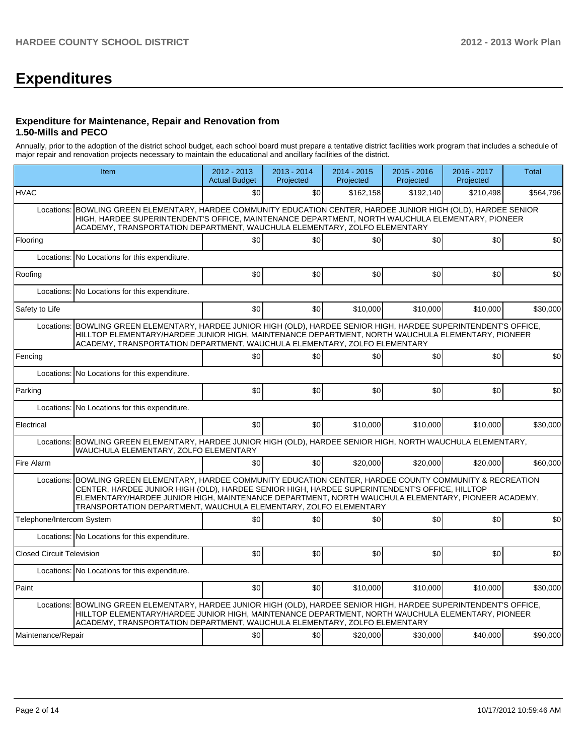# Expenditures

### Expenditure for Maintenance, Repair and Renovation from 1.50-Mills and PECO

Annually, prior to the adoption of the district school budget, each school board must prepare a tentative district facilities work program that includes a schedule of major repair and renovation projects necessary to maintain the educational and ancillary facilities of the district.

| Item | | 2012 - 2013 Actual Budget | 2013 - 2014 Projected | 2014 - 2015 Projected | 2015 - 2016 Projected | 2016 - 2017 Projected | Total |
|---|---|---|---|---|---|---|---|
| HVAC | | $0 | $0 | $162,158 | $192,140 | $210,498 | $564,796 |
| Locations: | BOWLING GREEN ELEMENTARY, HARDEE COMMUNITY EDUCATION CENTER, HARDEE JUNIOR HIGH (OLD), HARDEE SENIOR HIGH, HARDEE SUPERINTENDENT'S OFFICE, MAINTENANCE DEPARTMENT, NORTH WAUCHULA ELEMENTARY, PIONEER ACADEMY, TRANSPORTATION DEPARTMENT, WAUCHULA ELEMENTARY, ZOLFO ELEMENTARY | | | | | | |
| Flooring | | $0 | $0 | $0 | $0 | $0 | $0 |
| Locations: | No Locations for this expenditure. | | | | | | |
| Roofing | | $0 | $0 | $0 | $0 | $0 | $0 |
| Locations: | No Locations for this expenditure. | | | | | | |
| Safety to Life | | $0 | $0 | $10,000 | $10,000 | $10,000 | $30,000 |
| Locations: | BOWLING GREEN ELEMENTARY, HARDEE JUNIOR HIGH (OLD), HARDEE SENIOR HIGH, HARDEE SUPERINTENDENT'S OFFICE, HILLTOP ELEMENTARY/HARDEE JUNIOR HIGH, MAINTENANCE DEPARTMENT, NORTH WAUCHULA ELEMENTARY, PIONEER ACADEMY, TRANSPORTATION DEPARTMENT, WAUCHULA ELEMENTARY, ZOLFO ELEMENTARY | | | | | | |
| Fencing | | $0 | $0 | $0 | $0 | $0 | $0 |
| Locations: | No Locations for this expenditure. | | | | | | |
| Parking | | $0 | $0 | $0 | $0 | $0 | $0 |
| Locations: | No Locations for this expenditure. | | | | | | |
| Electrical | | $0 | $0 | $10,000 | $10,000 | $10,000 | $30,000 |
| Locations: | BOWLING GREEN ELEMENTARY, HARDEE JUNIOR HIGH (OLD), HARDEE SENIOR HIGH, NORTH WAUCHULA ELEMENTARY, WAUCHULA ELEMENTARY, ZOLFO ELEMENTARY | | | | | | |
| Fire Alarm | | $0 | $0 | $20,000 | $20,000 | $20,000 | $60,000 |
| Locations: | BOWLING GREEN ELEMENTARY, HARDEE COMMUNITY EDUCATION CENTER, HARDEE COUNTY COMMUNITY & RECREATION CENTER, HARDEE JUNIOR HIGH (OLD), HARDEE SENIOR HIGH, HARDEE SUPERINTENDENT'S OFFICE, HILLTOP ELEMENTARY/HARDEE JUNIOR HIGH, MAINTENANCE DEPARTMENT, NORTH WAUCHULA ELEMENTARY, PIONEER ACADEMY, TRANSPORTATION DEPARTMENT, WAUCHULA ELEMENTARY, ZOLFO ELEMENTARY | | | | | | |
| Telephone/Intercom System | | $0 | $0 | $0 | $0 | $0 | $0 |
| Locations: | No Locations for this expenditure. | | | | | | |
| Closed Circuit Television | | $0 | $0 | $0 | $0 | $0 | $0 |
| Locations: | No Locations for this expenditure. | | | | | | |
| Paint | | $0 | $0 | $10,000 | $10,000 | $10,000 | $30,000 |
| Locations: | BOWLING GREEN ELEMENTARY, HARDEE JUNIOR HIGH (OLD), HARDEE SENIOR HIGH, HARDEE SUPERINTENDENT'S OFFICE, HILLTOP ELEMENTARY/HARDEE JUNIOR HIGH, MAINTENANCE DEPARTMENT, NORTH WAUCHULA ELEMENTARY, PIONEER ACADEMY, TRANSPORTATION DEPARTMENT, WAUCHULA ELEMENTARY, ZOLFO ELEMENTARY | | | | | | |
| Maintenance/Repair | | $0 | $0 | $20,000 | $30,000 | $40,000 | $90,000 |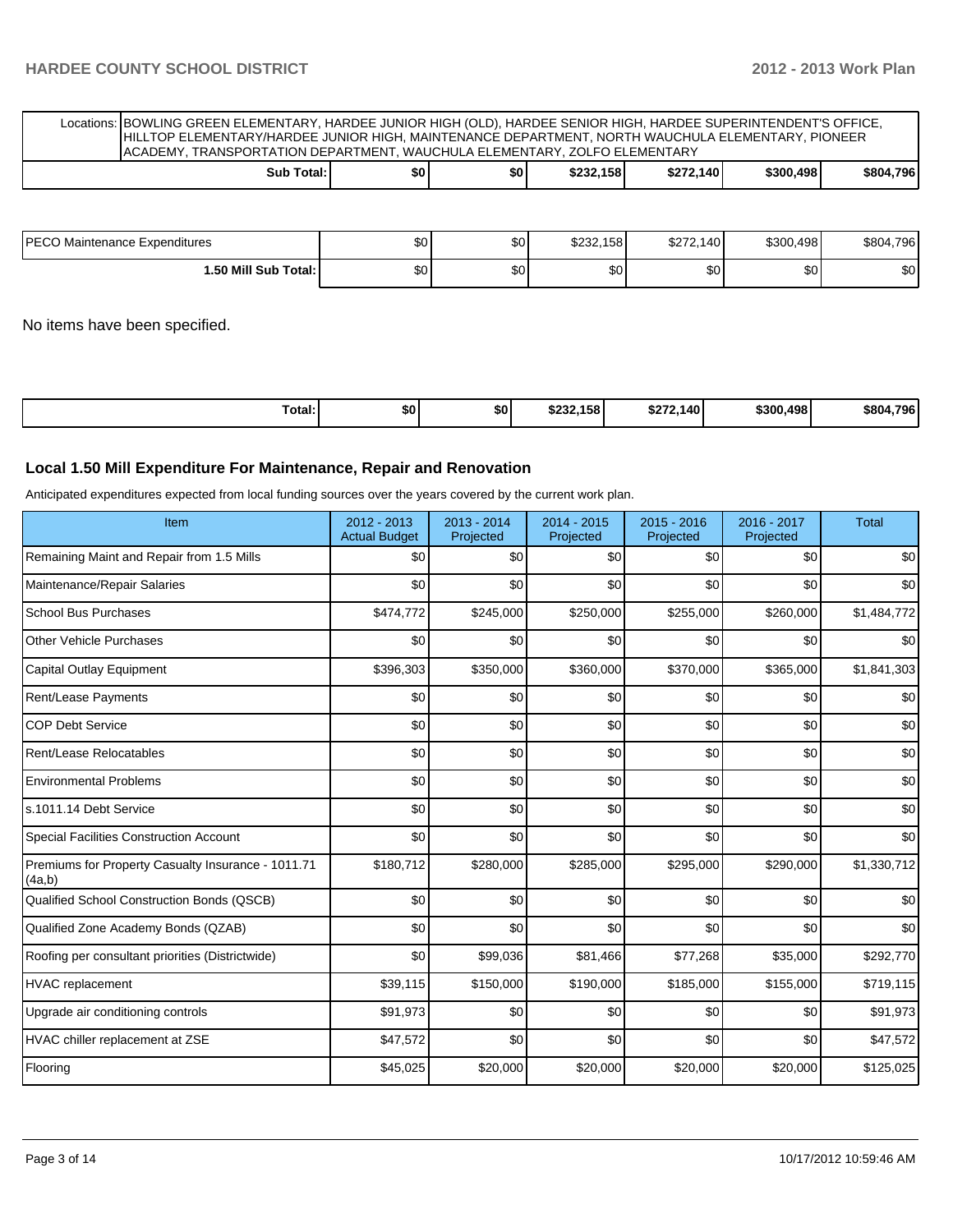| Locations: | BOWLING GREEN ELEMENTARY, HARDEE JUNIOR HIGH (OLD), HARDEE SENIOR HIGH, HARDEE SUPERINTENDENT'S OFFICE, HILLTOP ELEMENTARY/HARDEE JUNIOR HIGH, MAINTENANCE DEPARTMENT, NORTH WAUCHULA ELEMENTARY, PIONEER ACADEMY, TRANSPORTATION DEPARTMENT, WAUCHULA ELEMENTARY, ZOLFO ELEMENTARY | | | | | |
|---|---|---|---|---|---|---|
| **Sub Total:** | **$0** | **$0** | **$232,158** | **$272,140** | **$300,498** | **$804,796** |

| | | | | | | |
|---|---|---|---|---|---|---|
| PECO Maintenance Expenditures | $0 | $0 | $232,158 | $272,140 | $300,498 | $804,796 |
| **1.50 Mill Sub Total:** | $0 | $0 | $0 | $0 | $0 | $0 |

No items have been specified.

| | | | | | | |
|---|---|---|---|---|---|---|
| **Total:** | **$0** | **$0** | **$232,158** | **$272,140** | **$300,498** | **$804,796** |

## Local 1.50 Mill Expenditure For Maintenance, Repair and Renovation

Anticipated expenditures expected from local funding sources over the years covered by the current work plan.

| Item | 2012 - 2013 Actual Budget | 2013 - 2014 Projected | 2014 - 2015 Projected | 2015 - 2016 Projected | 2016 - 2017 Projected | Total |
|---|---|---|---|---|---|---|
| Remaining Maint and Repair from 1.5 Mills | $0 | $0 | $0 | $0 | $0 | $0 |
| Maintenance/Repair Salaries | $0 | $0 | $0 | $0 | $0 | $0 |
| School Bus Purchases | $474,772 | $245,000 | $250,000 | $255,000 | $260,000 | $1,484,772 |
| Other Vehicle Purchases | $0 | $0 | $0 | $0 | $0 | $0 |
| Capital Outlay Equipment | $396,303 | $350,000 | $360,000 | $370,000 | $365,000 | $1,841,303 |
| Rent/Lease Payments | $0 | $0 | $0 | $0 | $0 | $0 |
| COP Debt Service | $0 | $0 | $0 | $0 | $0 | $0 |
| Rent/Lease Relocatables | $0 | $0 | $0 | $0 | $0 | $0 |
| Environmental Problems | $0 | $0 | $0 | $0 | $0 | $0 |
| s.1011.14 Debt Service | $0 | $0 | $0 | $0 | $0 | $0 |
| Special Facilities Construction Account | $0 | $0 | $0 | $0 | $0 | $0 |
| Premiums for Property Casualty Insurance - 1011.71 (4a,b) | $180,712 | $280,000 | $285,000 | $295,000 | $290,000 | $1,330,712 |
| Qualified School Construction Bonds (QSCB) | $0 | $0 | $0 | $0 | $0 | $0 |
| Qualified Zone Academy Bonds (QZAB) | $0 | $0 | $0 | $0 | $0 | $0 |
| Roofing per consultant priorities (Districtwide) | $0 | $99,036 | $81,466 | $77,268 | $35,000 | $292,770 |
| HVAC replacement | $39,115 | $150,000 | $190,000 | $185,000 | $155,000 | $719,115 |
| Upgrade air conditioning controls | $91,973 | $0 | $0 | $0 | $0 | $91,973 |
| HVAC chiller replacement at ZSE | $47,572 | $0 | $0 | $0 | $0 | $47,572 |
| Flooring | $45,025 | $20,000 | $20,000 | $20,000 | $20,000 | $125,025 |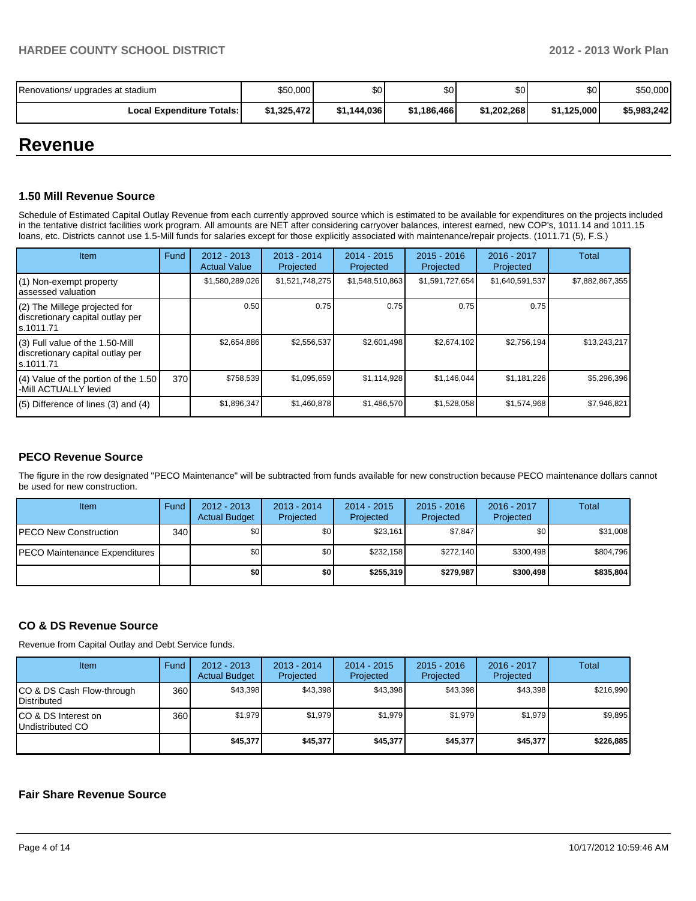| Renovations/ upgrades at stadium | $50,000 | $0 | $0 | $0 | $0 | $50,000 |
|---|---|---|---|---|---|---|
| **Local Expenditure Totals:** | **$1,325,472** | **$1,144,036** | **$1,186,466** | **$1,202,268** | **$1,125,000** | **$5,983,242** |

# Revenue

### 1.50 Mill Revenue Source

Schedule of Estimated Capital Outlay Revenue from each currently approved source which is estimated to be available for expenditures on the projects included in the tentative district facilities work program. All amounts are NET after considering carryover balances, interest earned, new COP's, 1011.14 and 1011.15 loans, etc. Districts cannot use 1.5-Mill funds for salaries except for those explicitly associated with maintenance/repair projects. (1011.71 (5), F.S.)

| Item | Fund | 2012 - 2013 Actual Value | 2013 - 2014 Projected | 2014 - 2015 Projected | 2015 - 2016 Projected | 2016 - 2017 Projected | Total |
|---|---|---|---|---|---|---|---|
| (1) Non-exempt property assessed valuation | | $1,580,289,026 | $1,521,748,275 | $1,548,510,863 | $1,591,727,654 | $1,640,591,537 | $7,882,867,355 |
| (2) The Millege projected for discretionary capital outlay per s.1011.71 | | 0.50 | 0.75 | 0.75 | 0.75 | 0.75 | |
| (3) Full value of the 1.50-Mill discretionary capital outlay per s.1011.71 | | $2,654,886 | $2,556,537 | $2,601,498 | $2,674,102 | $2,756,194 | $13,243,217 |
| (4) Value of the portion of the 1.50 -Mill ACTUALLY levied | 370 | $758,539 | $1,095,659 | $1,114,928 | $1,146,044 | $1,181,226 | $5,296,396 |
| (5) Difference of lines (3) and (4) | | $1,896,347 | $1,460,878 | $1,486,570 | $1,528,058 | $1,574,968 | $7,946,821 |

### PECO Revenue Source

The figure in the row designated "PECO Maintenance" will be subtracted from funds available for new construction because PECO maintenance dollars cannot be used for new construction.

| Item | Fund | 2012 - 2013 Actual Budget | 2013 - 2014 Projected | 2014 - 2015 Projected | 2015 - 2016 Projected | 2016 - 2017 Projected | Total |
|---|---|---|---|---|---|---|---|
| PECO New Construction | 340 | $0 | $0 | $23,161 | $7,847 | $0 | $31,008 |
| PECO Maintenance Expenditures | | $0 | $0 | $232,158 | $272,140 | $300,498 | $804,796 |
| | | **$0** | **$0** | **$255,319** | **$279,987** | **$300,498** | **$835,804** |

### CO & DS Revenue Source

Revenue from Capital Outlay and Debt Service funds.

| Item | Fund | 2012 - 2013 Actual Budget | 2013 - 2014 Projected | 2014 - 2015 Projected | 2015 - 2016 Projected | 2016 - 2017 Projected | Total |
|---|---|---|---|---|---|---|---|
| CO & DS Cash Flow-through Distributed | 360 | $43,398 | $43,398 | $43,398 | $43,398 | $43,398 | $216,990 |
| CO & DS Interest on Undistributed CO | 360 | $1,979 | $1,979 | $1,979 | $1,979 | $1,979 | $9,895 |
| | | **$45,377** | **$45,377** | **$45,377** | **$45,377** | **$45,377** | **$226,885** |

### Fair Share Revenue Source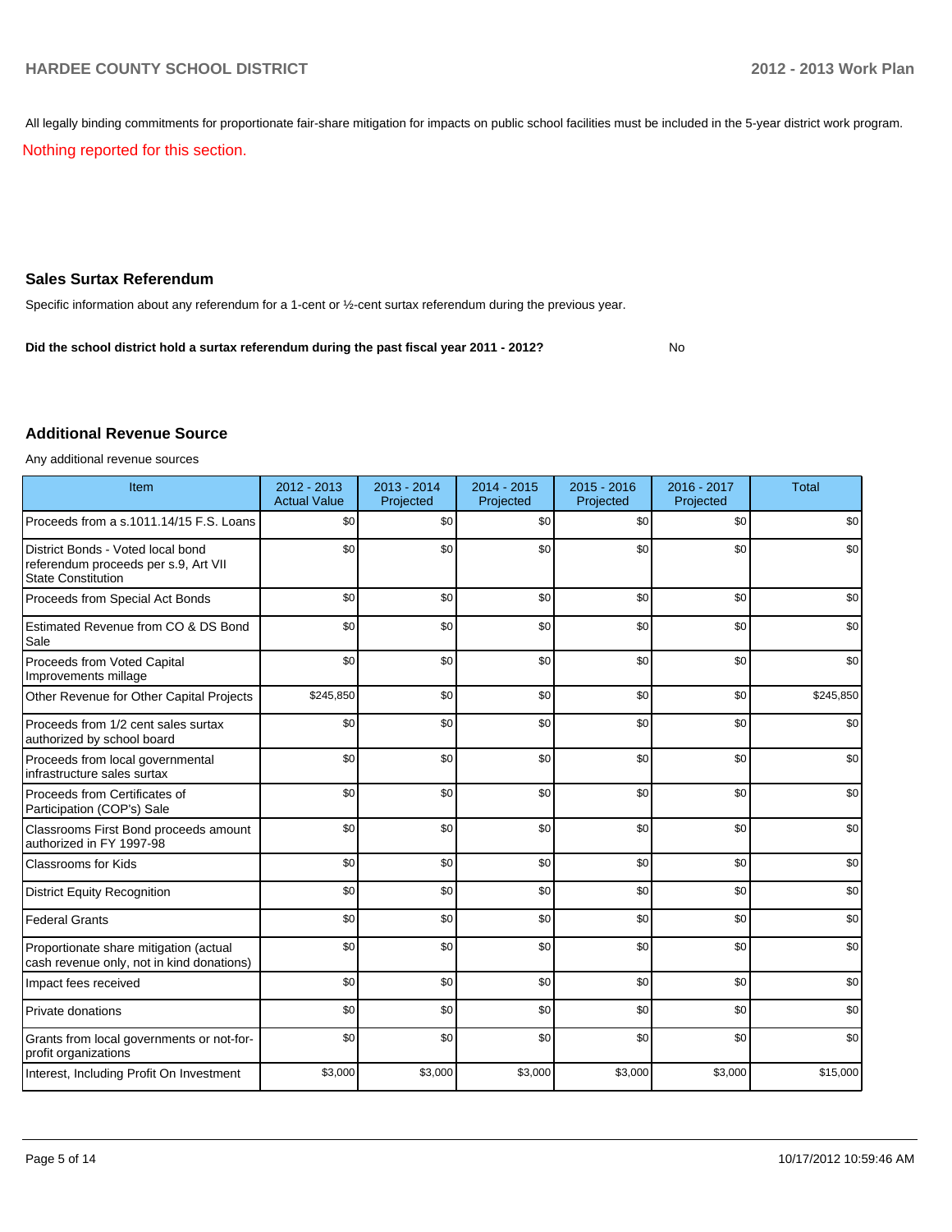All legally binding commitments for proportionate fair-share mitigation for impacts on public school facilities must be included in the 5-year district work program.

Nothing reported for this section.

## Sales Surtax Referendum

Specific information about any referendum for a 1-cent or ½-cent surtax referendum during the previous year.

**Did the school district hold a surtax referendum during the past fiscal year 2011 - 2012?** No

## Additional Revenue Source

Any additional revenue sources

| Item | 2012 - 2013 Actual Value | 2013 - 2014 Projected | 2014 - 2015 Projected | 2015 - 2016 Projected | 2016 - 2017 Projected | Total |
|---|---|---|---|---|---|---|
| Proceeds from a s.1011.14/15 F.S. Loans | $0 | $0 | $0 | $0 | $0 | $0 |
| District Bonds - Voted local bond referendum proceeds per s.9, Art VII State Constitution | $0 | $0 | $0 | $0 | $0 | $0 |
| Proceeds from Special Act Bonds | $0 | $0 | $0 | $0 | $0 | $0 |
| Estimated Revenue from CO & DS Bond Sale | $0 | $0 | $0 | $0 | $0 | $0 |
| Proceeds from Voted Capital Improvements millage | $0 | $0 | $0 | $0 | $0 | $0 |
| Other Revenue for Other Capital Projects | $245,850 | $0 | $0 | $0 | $0 | $245,850 |
| Proceeds from 1/2 cent sales surtax authorized by school board | $0 | $0 | $0 | $0 | $0 | $0 |
| Proceeds from local governmental infrastructure sales surtax | $0 | $0 | $0 | $0 | $0 | $0 |
| Proceeds from Certificates of Participation (COP's) Sale | $0 | $0 | $0 | $0 | $0 | $0 |
| Classrooms First Bond proceeds amount authorized in FY 1997-98 | $0 | $0 | $0 | $0 | $0 | $0 |
| Classrooms for Kids | $0 | $0 | $0 | $0 | $0 | $0 |
| District Equity Recognition | $0 | $0 | $0 | $0 | $0 | $0 |
| Federal Grants | $0 | $0 | $0 | $0 | $0 | $0 |
| Proportionate share mitigation (actual cash revenue only, not in kind donations) | $0 | $0 | $0 | $0 | $0 | $0 |
| Impact fees received | $0 | $0 | $0 | $0 | $0 | $0 |
| Private donations | $0 | $0 | $0 | $0 | $0 | $0 |
| Grants from local governments or not-for-profit organizations | $0 | $0 | $0 | $0 | $0 | $0 |
| Interest, Including Profit On Investment | $3,000 | $3,000 | $3,000 | $3,000 | $3,000 | $15,000 |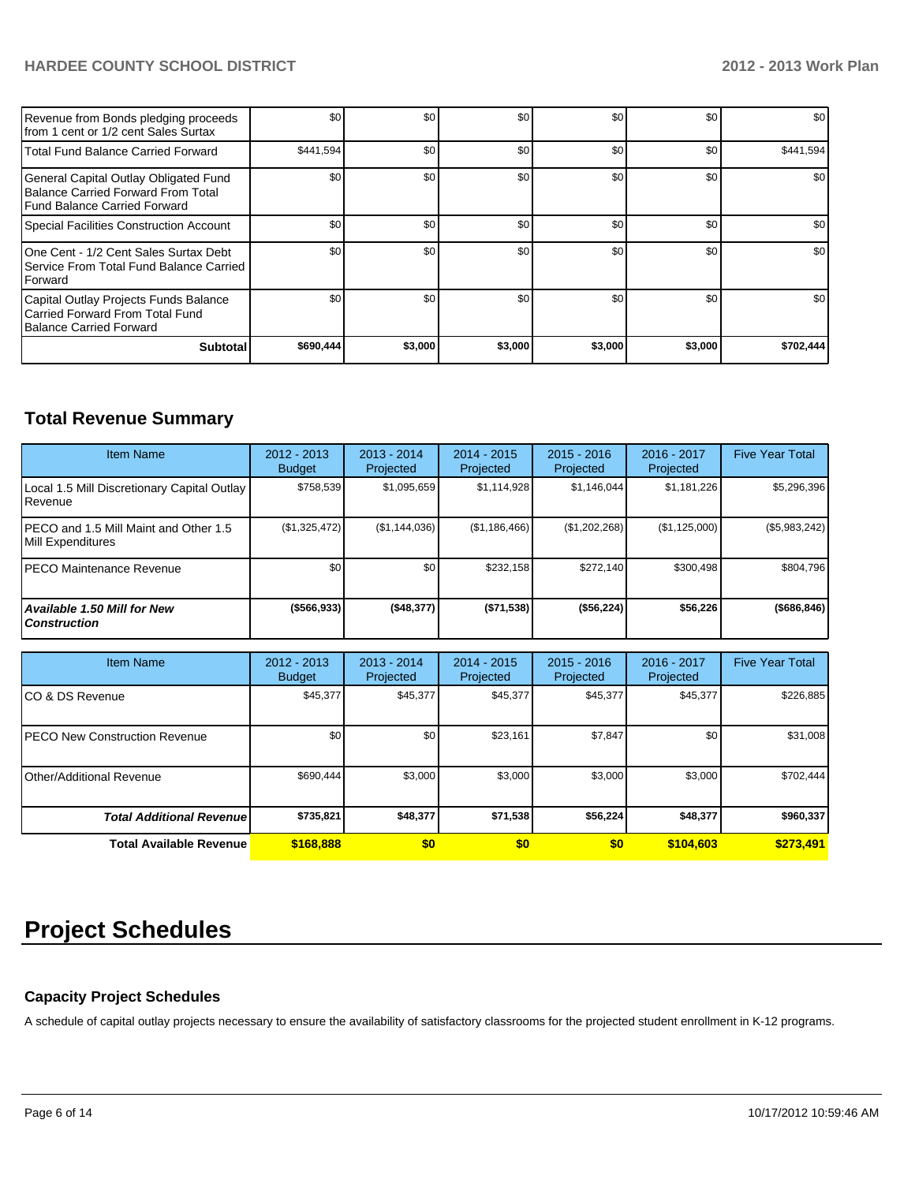| | | | | | | |
|---|---|---|---|---|---|---|
| Revenue from Bonds pledging proceeds from 1 cent or 1/2 cent Sales Surtax | $0 | $0 | $0 | $0 | $0 | $0 |
| Total Fund Balance Carried Forward | $441,594 | $0 | $0 | $0 | $0 | $441,594 |
| General Capital Outlay Obligated Fund Balance Carried Forward From Total Fund Balance Carried Forward | $0 | $0 | $0 | $0 | $0 | $0 |
| Special Facilities Construction Account | $0 | $0 | $0 | $0 | $0 | $0 |
| One Cent - 1/2 Cent Sales Surtax Debt Service From Total Fund Balance Carried Forward | $0 | $0 | $0 | $0 | $0 | $0 |
| Capital Outlay Projects Funds Balance Carried Forward From Total Fund Balance Carried Forward | $0 | $0 | $0 | $0 | $0 | $0 |
| **Subtotal** | **$690,444** | **$3,000** | **$3,000** | **$3,000** | **$3,000** | **$702,444** |

## Total Revenue Summary

| Item Name | 2012 - 2013 Budget | 2013 - 2014 Projected | 2014 - 2015 Projected | 2015 - 2016 Projected | 2016 - 2017 Projected | Five Year Total |
|---|---|---|---|---|---|---|
| Local 1.5 Mill Discretionary Capital Outlay Revenue | $758,539 | $1,095,659 | $1,114,928 | $1,146,044 | $1,181,226 | $5,296,396 |
| PECO and 1.5 Mill Maint and Other 1.5 Mill Expenditures | ($1,325,472) | ($1,144,036) | ($1,186,466) | ($1,202,268) | ($1,125,000) | ($5,983,242) |
| PECO Maintenance Revenue | $0 | $0 | $232,158 | $272,140 | $300,498 | $804,796 |
| ***Available 1.50 Mill for New Construction*** | **($566,933)** | **($48,377)** | **($71,538)** | **($56,224)** | **$56,226** | **($686,846)** |

| Item Name | 2012 - 2013 Budget | 2013 - 2014 Projected | 2014 - 2015 Projected | 2015 - 2016 Projected | 2016 - 2017 Projected | Five Year Total |
|---|---|---|---|---|---|---|
| CO & DS Revenue | $45,377 | $45,377 | $45,377 | $45,377 | $45,377 | $226,885 |
| PECO New Construction Revenue | $0 | $0 | $23,161 | $7,847 | $0 | $31,008 |
| Other/Additional Revenue | $690,444 | $3,000 | $3,000 | $3,000 | $3,000 | $702,444 |
| ***Total Additional Revenue*** | **$735,821** | **$48,377** | **$71,538** | **$56,224** | **$48,377** | **$960,337** |
| **Total Available Revenue** | **$168,888** | **$0** | **$0** | **$0** | **$104,603** | **$273,491** |

# Project Schedules

### Capacity Project Schedules

A schedule of capital outlay projects necessary to ensure the availability of satisfactory classrooms for the projected student enrollment in K-12 programs.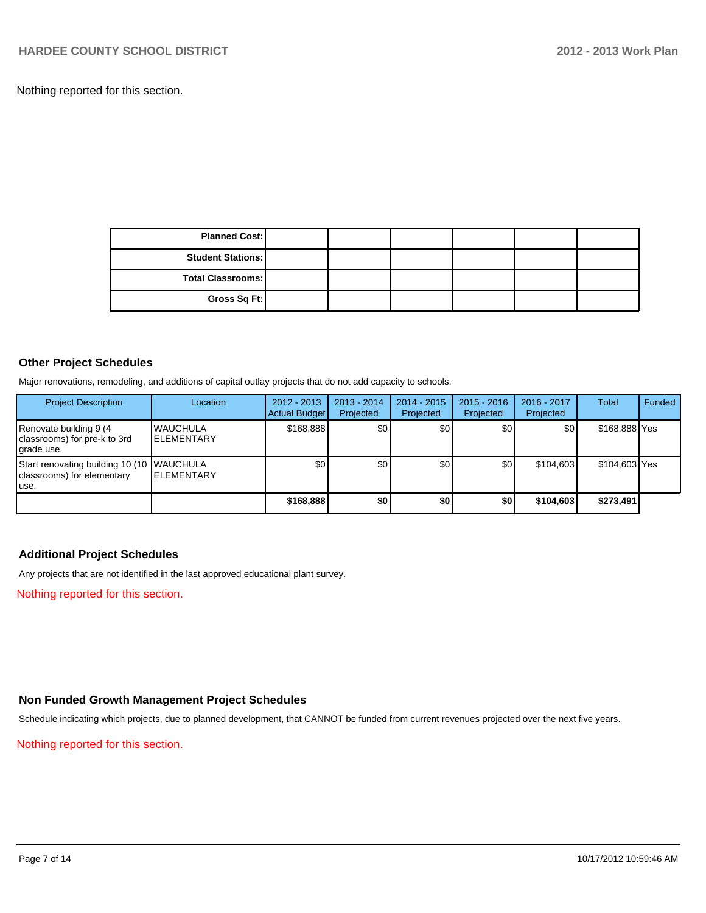Nothing reported for this section.

| Planned Cost: | | | | | | |
|---|---|---|---|---|---|---|
| Student Stations: | | | | | | |
| Total Classrooms: | | | | | | |
| Gross Sq Ft: | | | | | | |

### Other Project Schedules

Major renovations, remodeling, and additions of capital outlay projects that do not add capacity to schools.

| Project Description | Location | 2012 - 2013 Actual Budget | 2013 - 2014 Projected | 2014 - 2015 Projected | 2015 - 2016 Projected | 2016 - 2017 Projected | Total | Funded |
|---|---|---|---|---|---|---|---|---|
| Renovate building 9 (4 classrooms) for pre-k to 3rd grade use. | WAUCHULA ELEMENTARY | $168,888 | $0 | $0 | $0 | $0 | $168,888 | Yes |
| Start renovating building 10 (10 classrooms) for elementary use. | WAUCHULA ELEMENTARY | $0 | $0 | $0 | $0 | $104,603 | $104,603 | Yes |
| | | **$168,888** | **$0** | **$0** | **$0** | **$104,603** | **$273,491** | |

### Additional Project Schedules

Any projects that are not identified in the last approved educational plant survey.

Nothing reported for this section.

### Non Funded Growth Management Project Schedules

Schedule indicating which projects, due to planned development, that CANNOT be funded from current revenues projected over the next five years.

Nothing reported for this section.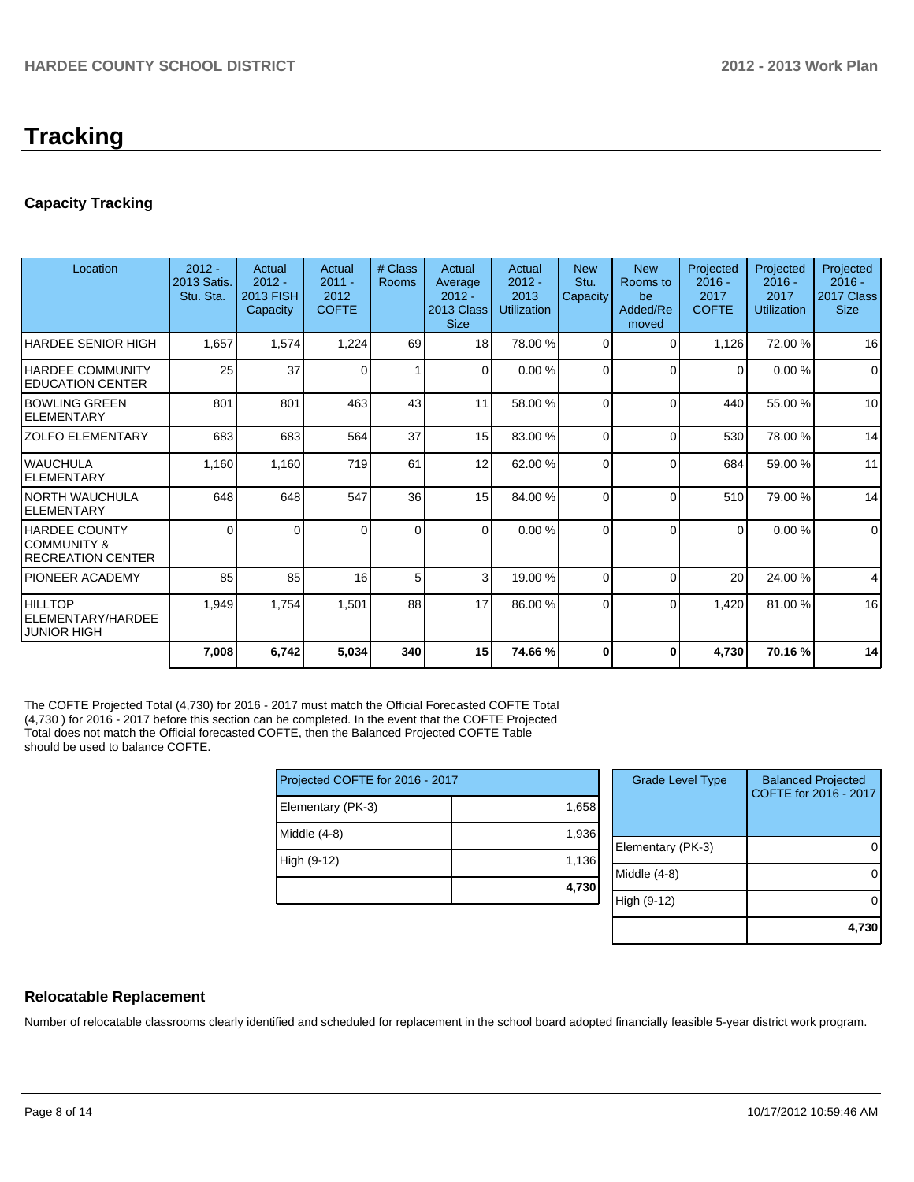# Tracking

## Capacity Tracking

| Location | 2012 - 2013 Satis. Stu. Sta. | Actual 2012 - 2013 FISH Capacity | Actual 2011 - 2012 COFTE | # Class Rooms | Actual Average 2012 - 2013 Class Size | Actual 2012 - 2013 Utilization | New Stu. Capacity | New Rooms to be Added/Re moved | Projected 2016 - 2017 COFTE | Projected 2016 - 2017 Utilization | Projected 2016 - 2017 Class Size |
|---|---|---|---|---|---|---|---|---|---|---|---|
| HARDEE SENIOR HIGH | 1,657 | 1,574 | 1,224 | 69 | 18 | 78.00 % | 0 | 0 | 1,126 | 72.00 % | 16 |
| HARDEE COMMUNITY EDUCATION CENTER | 25 | 37 | 0 | 1 | 0 | 0.00 % | 0 | 0 | 0 | 0.00 % | 0 |
| BOWLING GREEN ELEMENTARY | 801 | 801 | 463 | 43 | 11 | 58.00 % | 0 | 0 | 440 | 55.00 % | 10 |
| ZOLFO ELEMENTARY | 683 | 683 | 564 | 37 | 15 | 83.00 % | 0 | 0 | 530 | 78.00 % | 14 |
| WAUCHULA ELEMENTARY | 1,160 | 1,160 | 719 | 61 | 12 | 62.00 % | 0 | 0 | 684 | 59.00 % | 11 |
| NORTH WAUCHULA ELEMENTARY | 648 | 648 | 547 | 36 | 15 | 84.00 % | 0 | 0 | 510 | 79.00 % | 14 |
| HARDEE COUNTY COMMUNITY & RECREATION CENTER | 0 | 0 | 0 | 0 | 0 | 0.00 % | 0 | 0 | 0 | 0.00 % | 0 |
| PIONEER ACADEMY | 85 | 85 | 16 | 5 | 3 | 19.00 % | 0 | 0 | 20 | 24.00 % | 4 |
| HILLTOP ELEMENTARY/HARDEE JUNIOR HIGH | 1,949 | 1,754 | 1,501 | 88 | 17 | 86.00 % | 0 | 0 | 1,420 | 81.00 % | 16 |
| | **7,008** | **6,742** | **5,034** | **340** | **15** | **74.66 %** | **0** | **0** | **4,730** | **70.16 %** | **14** |

The COFTE Projected Total (4,730) for 2016 - 2017 must match the Official Forecasted COFTE Total (4,730 ) for 2016 - 2017 before this section can be completed. In the event that the COFTE Projected Total does not match the Official forecasted COFTE, then the Balanced Projected COFTE Table should be used to balance COFTE.

| Projected COFTE for 2016 - 2017 | |
|---|---|
| Elementary (PK-3) | 1,658 |
| Middle (4-8) | 1,936 |
| High (9-12) | 1,136 |
| | **4,730** |

| Grade Level Type | Balanced Projected COFTE for 2016 - 2017 |
|---|---|
| Elementary (PK-3) | 0 |
| Middle (4-8) | 0 |
| High (9-12) | 0 |
| | **4,730** |

## Relocatable Replacement

Number of relocatable classrooms clearly identified and scheduled for replacement in the school board adopted financially feasible 5-year district work program.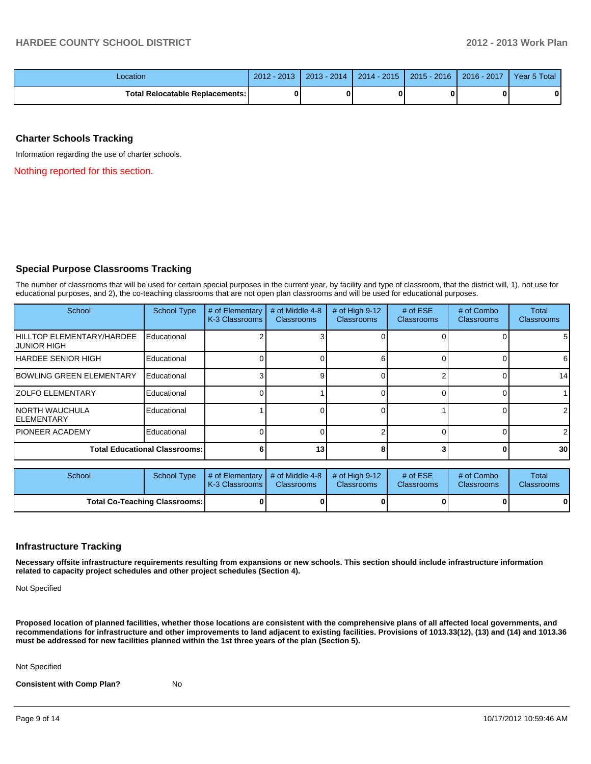| Location | 2012 - 2013 | 2013 - 2014 | 2014 - 2015 | 2015 - 2016 | 2016 - 2017 | Year 5 Total |
|---|---|---|---|---|---|---|
| **Total Relocatable Replacements:** | **0** | **0** | **0** | **0** | **0** | **0** |

## Charter Schools Tracking

Information regarding the use of charter schools.

Nothing reported for this section.

## Special Purpose Classrooms Tracking

The number of classrooms that will be used for certain special purposes in the current year, by facility and type of classroom, that the district will, 1), not use for educational purposes, and 2), the co-teaching classrooms that are not open plan classrooms and will be used for educational purposes.

| School | School Type | # of Elementary K-3 Classrooms | # of Middle 4-8 Classrooms | # of High 9-12 Classrooms | # of ESE Classrooms | # of Combo Classrooms | Total Classrooms |
|---|---|---|---|---|---|---|---|
| HILLTOP ELEMENTARY/HARDEE JUNIOR HIGH | Educational | 2 | 3 | 0 | 0 | 0 | 5 |
| HARDEE SENIOR HIGH | Educational | 0 | 0 | 6 | 0 | 0 | 6 |
| BOWLING GREEN ELEMENTARY | Educational | 3 | 9 | 0 | 2 | 0 | 14 |
| ZOLFO ELEMENTARY | Educational | 0 | 1 | 0 | 0 | 0 | 1 |
| NORTH WAUCHULA ELEMENTARY | Educational | 1 | 0 | 0 | 1 | 0 | 2 |
| PIONEER ACADEMY | Educational | 0 | 0 | 2 | 0 | 0 | 2 |
| **Total Educational Classrooms:** | | **6** | **13** | **8** | **3** | **0** | **30** |

| School | School Type | # of Elementary K-3 Classrooms | # of Middle 4-8 Classrooms | # of High 9-12 Classrooms | # of ESE Classrooms | # of Combo Classrooms | Total Classrooms |
|---|---|---|---|---|---|---|---|
| **Total Co-Teaching Classrooms:** | | **0** | **0** | **0** | **0** | **0** | **0** |

## Infrastructure Tracking

**Necessary offsite infrastructure requirements resulting from expansions or new schools. This section should include infrastructure information related to capacity project schedules and other project schedules (Section 4).**

Not Specified

**Proposed location of planned facilities, whether those locations are consistent with the comprehensive plans of all affected local governments, and recommendations for infrastructure and other improvements to land adjacent to existing facilities. Provisions of 1013.33(12), (13) and (14) and 1013.36 must be addressed for new facilities planned within the 1st three years of the plan (Section 5).**

Not Specified

**Consistent with Comp Plan?** No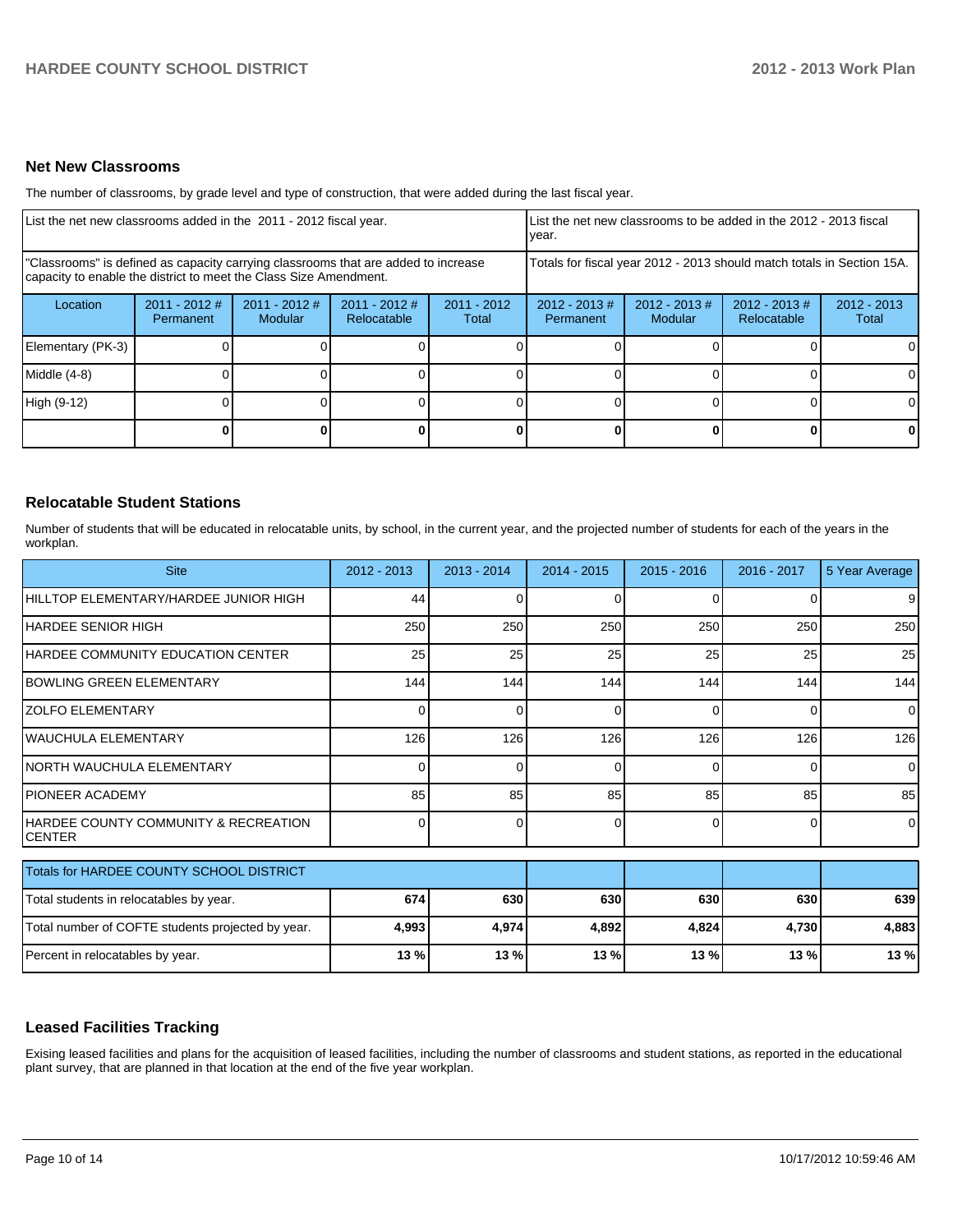## Net New Classrooms

The number of classrooms, by grade level and type of construction, that were added during the last fiscal year.

| List the net new classrooms added in the 2011 - 2012 fiscal year. | | | | | List the net new classrooms to be added in the 2012 - 2013 fiscal year. | | | |
|---|---|---|---|---|---|---|---|---|
| "Classrooms" is defined as capacity carrying classrooms that are added to increase capacity to enable the district to meet the Class Size Amendment. | | | | | Totals for fiscal year 2012 - 2013 should match totals in Section 15A. | | | |
| Location | 2011 - 2012 # Permanent | 2011 - 2012 # Modular | 2011 - 2012 # Relocatable | 2011 - 2012 Total | 2012 - 2013 # Permanent | 2012 - 2013 # Modular | 2012 - 2013 # Relocatable | 2012 - 2013 Total |
| Elementary (PK-3) | 0 | 0 | 0 | 0 | 0 | 0 | 0 | 0 |
| Middle (4-8) | 0 | 0 | 0 | 0 | 0 | 0 | 0 | 0 |
| High (9-12) | 0 | 0 | 0 | 0 | 0 | 0 | 0 | 0 |
| | **0** | **0** | **0** | **0** | **0** | **0** | **0** | **0** |

## Relocatable Student Stations

Number of students that will be educated in relocatable units, by school, in the current year, and the projected number of students for each of the years in the workplan.

| Site | 2012 - 2013 | 2013 - 2014 | 2014 - 2015 | 2015 - 2016 | 2016 - 2017 | 5 Year Average |
|---|---|---|---|---|---|---|
| HILLTOP ELEMENTARY/HARDEE JUNIOR HIGH | 44 | 0 | 0 | 0 | 0 | 9 |
| HARDEE SENIOR HIGH | 250 | 250 | 250 | 250 | 250 | 250 |
| HARDEE COMMUNITY EDUCATION CENTER | 25 | 25 | 25 | 25 | 25 | 25 |
| BOWLING GREEN ELEMENTARY | 144 | 144 | 144 | 144 | 144 | 144 |
| ZOLFO ELEMENTARY | 0 | 0 | 0 | 0 | 0 | 0 |
| WAUCHULA ELEMENTARY | 126 | 126 | 126 | 126 | 126 | 126 |
| NORTH WAUCHULA ELEMENTARY | 0 | 0 | 0 | 0 | 0 | 0 |
| PIONEER ACADEMY | 85 | 85 | 85 | 85 | 85 | 85 |
| HARDEE COUNTY COMMUNITY & RECREATION CENTER | 0 | 0 | 0 | 0 | 0 | 0 |
| Totals for HARDEE COUNTY SCHOOL DISTRICT | | | | | | |
| Total students in relocatables by year. | **674** | **630** | **630** | **630** | **630** | **639** |
| Total number of COFTE students projected by year. | **4,993** | **4,974** | **4,892** | **4,824** | **4,730** | **4,883** |
| Percent in relocatables by year. | **13 %** | **13 %** | **13 %** | **13 %** | **13 %** | **13 %** |

## Leased Facilities Tracking

Exising leased facilities and plans for the acquisition of leased facilities, including the number of classrooms and student stations, as reported in the educational plant survey, that are planned in that location at the end of the five year workplan.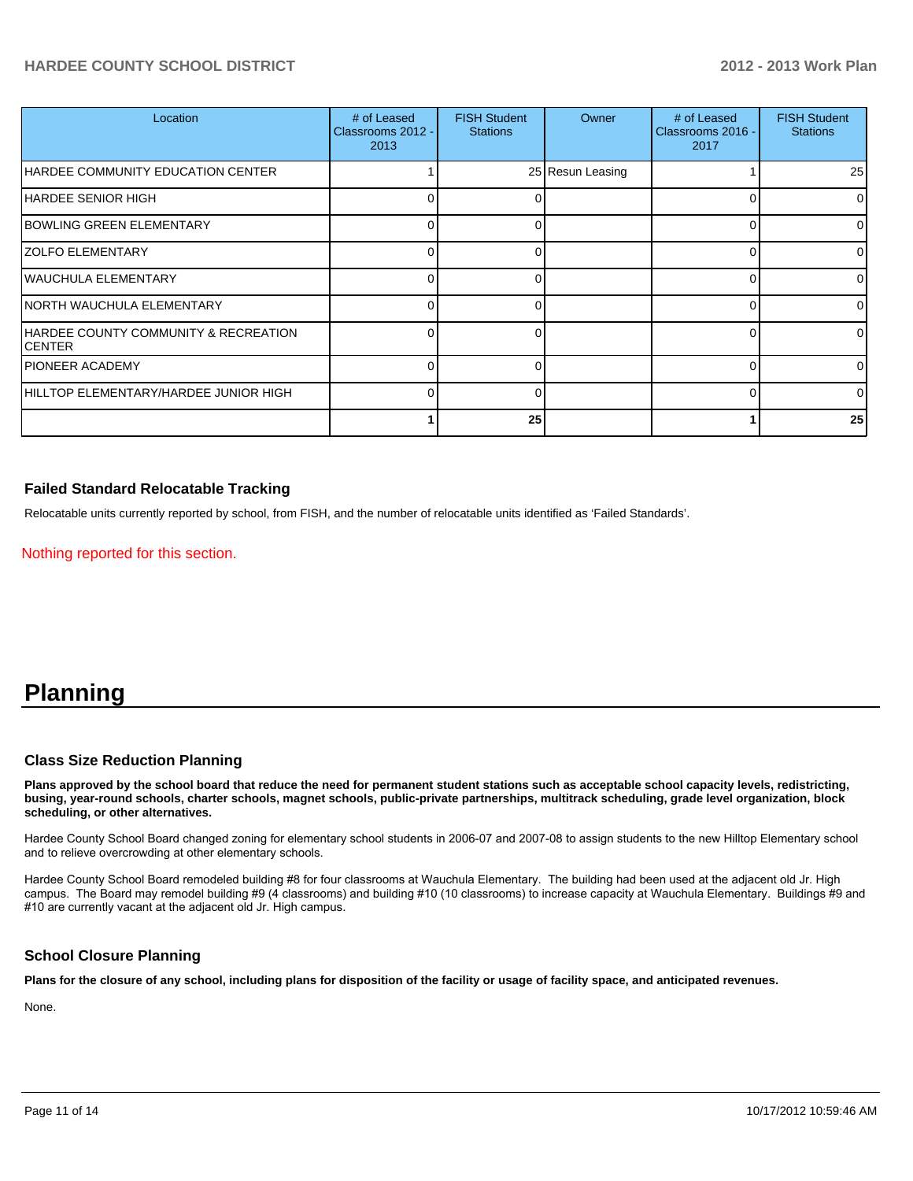| Location | # of Leased Classrooms 2012 - 2013 | FISH Student Stations | Owner | # of Leased Classrooms 2016 - 2017 | FISH Student Stations |
|---|---|---|---|---|---|
| HARDEE COMMUNITY EDUCATION CENTER | 1 | 25 | Resun Leasing | 1 | 25 |
| HARDEE SENIOR HIGH | 0 | 0 | | 0 | 0 |
| BOWLING GREEN ELEMENTARY | 0 | 0 | | 0 | 0 |
| ZOLFO ELEMENTARY | 0 | 0 | | 0 | 0 |
| WAUCHULA ELEMENTARY | 0 | 0 | | 0 | 0 |
| NORTH WAUCHULA ELEMENTARY | 0 | 0 | | 0 | 0 |
| HARDEE COUNTY COMMUNITY & RECREATION CENTER | 0 | 0 | | 0 | 0 |
| PIONEER ACADEMY | 0 | 0 | | 0 | 0 |
| HILLTOP ELEMENTARY/HARDEE JUNIOR HIGH | 0 | 0 | | 0 | 0 |
| | **1** | **25** | | **1** | **25** |

### Failed Standard Relocatable Tracking

Relocatable units currently reported by school, from FISH, and the number of relocatable units identified as 'Failed Standards'.

Nothing reported for this section.

# Planning

### Class Size Reduction Planning

**Plans approved by the school board that reduce the need for permanent student stations such as acceptable school capacity levels, redistricting, busing, year-round schools, charter schools, magnet schools, public-private partnerships, multitrack scheduling, grade level organization, block scheduling, or other alternatives.**

Hardee County School Board changed zoning for elementary school students in 2006-07 and 2007-08 to assign students to the new Hilltop Elementary school and to relieve overcrowding at other elementary schools.

Hardee County School Board remodeled building #8 for four classrooms at Wauchula Elementary. The building had been used at the adjacent old Jr. High campus. The Board may remodel building #9 (4 classrooms) and building #10 (10 classrooms) to increase capacity at Wauchula Elementary. Buildings #9 and #10 are currently vacant at the adjacent old Jr. High campus.

### School Closure Planning

**Plans for the closure of any school, including plans for disposition of the facility or usage of facility space, and anticipated revenues.**

None.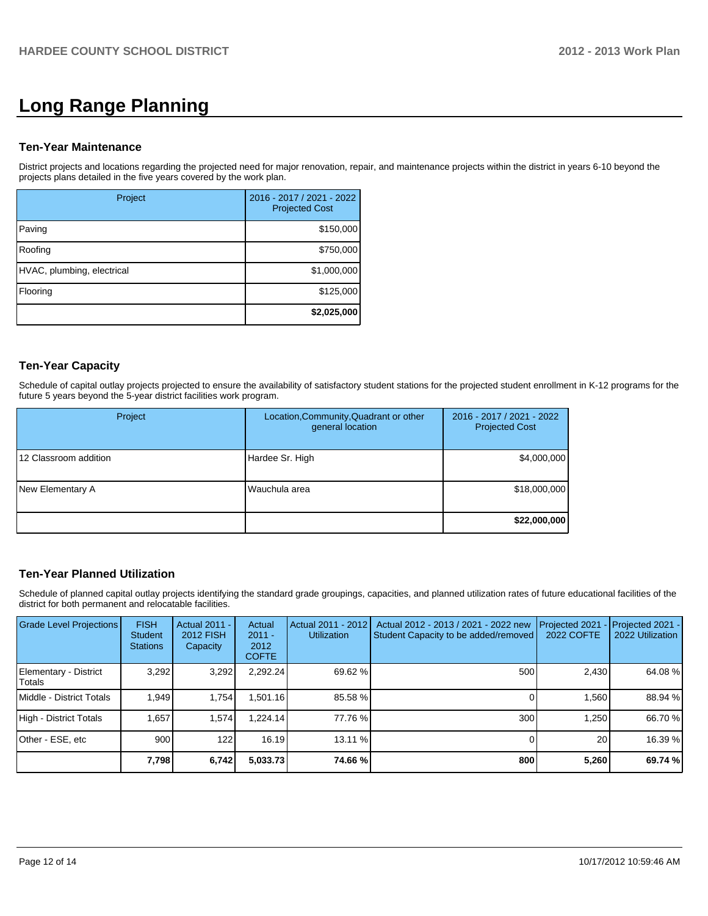# Long Range Planning

## Ten-Year Maintenance

District projects and locations regarding the projected need for major renovation, repair, and maintenance projects within the district in years 6-10 beyond the projects plans detailed in the five years covered by the work plan.

| Project | 2016 - 2017 / 2021 - 2022 Projected Cost |
|---|---|
| Paving | $150,000 |
| Roofing | $750,000 |
| HVAC, plumbing, electrical | $1,000,000 |
| Flooring | $125,000 |
| | **$2,025,000** |

## Ten-Year Capacity

Schedule of capital outlay projects projected to ensure the availability of satisfactory student stations for the projected student enrollment in K-12 programs for the future 5 years beyond the 5-year district facilities work program.

| Project | Location,Community,Quadrant or other general location | 2016 - 2017 / 2021 - 2022 Projected Cost |
|---|---|---|
| 12 Classroom addition | Hardee Sr. High | $4,000,000 |
| New Elementary A | Wauchula area | $18,000,000 |
| | | **$22,000,000** |

## Ten-Year Planned Utilization

Schedule of planned capital outlay projects identifying the standard grade groupings, capacities, and planned utilization rates of future educational facilities of the district for both permanent and relocatable facilities.

| Grade Level Projections | FISH Student Stations | Actual 2011 - 2012 FISH Capacity | Actual 2011 - 2012 COFTE | Actual 2011 - 2012 Utilization | Actual 2012 - 2013 / 2021 - 2022 new Student Capacity to be added/removed | Projected 2021 - 2022 COFTE | Projected 2021 - 2022 Utilization |
|---|---|---|---|---|---|---|---|
| Elementary - District Totals | 3,292 | 3,292 | 2,292.24 | 69.62 % | 500 | 2,430 | 64.08 % |
| Middle - District Totals | 1,949 | 1,754 | 1,501.16 | 85.58 % | 0 | 1,560 | 88.94 % |
| High - District Totals | 1,657 | 1,574 | 1,224.14 | 77.76 % | 300 | 1,250 | 66.70 % |
| Other - ESE, etc | 900 | 122 | 16.19 | 13.11 % | 0 | 20 | 16.39 % |
| | **7,798** | **6,742** | **5,033.73** | **74.66 %** | **800** | **5,260** | **69.74 %** |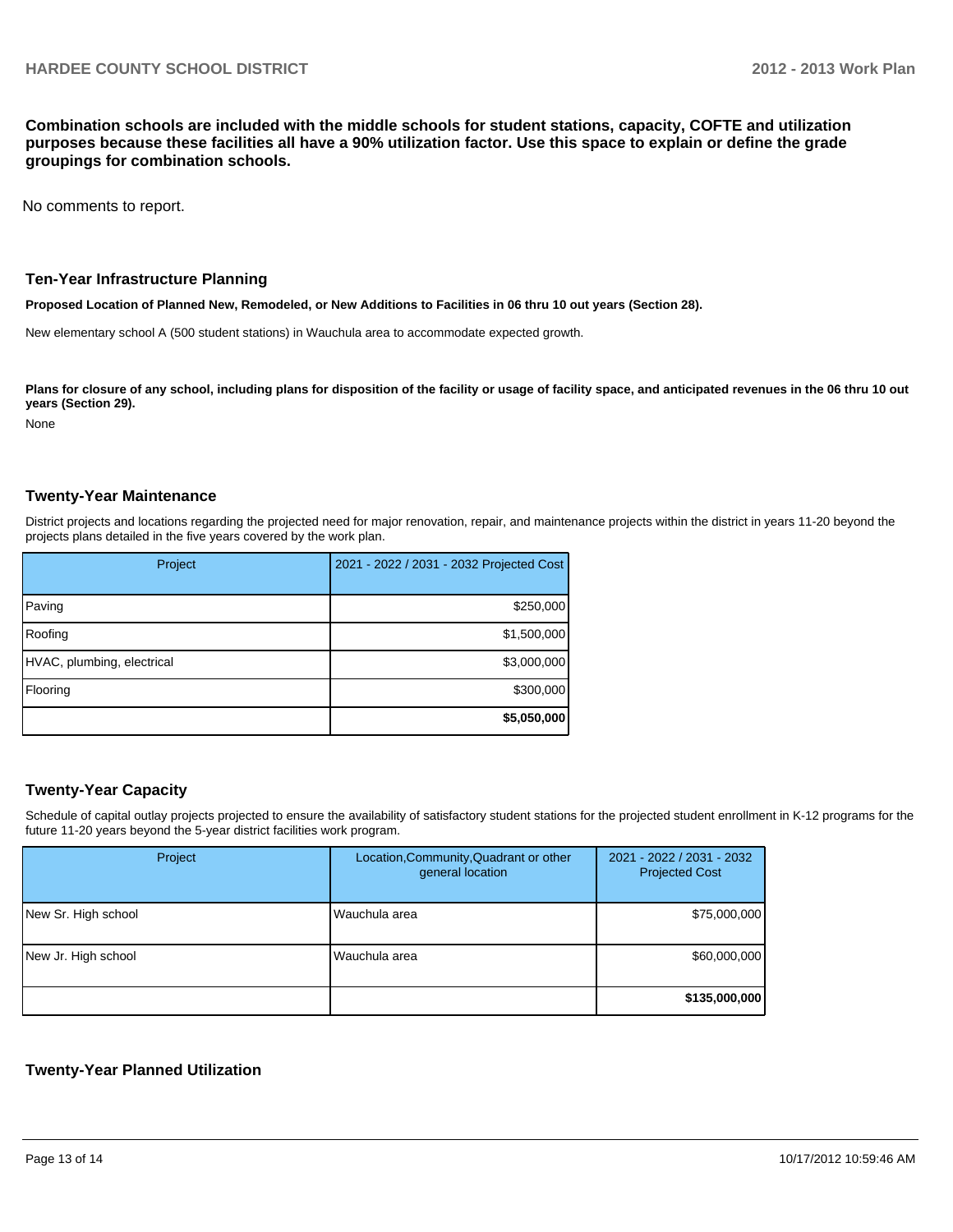**Combination schools are included with the middle schools for student stations, capacity, COFTE and utilization purposes because these facilities all have a 90% utilization factor. Use this space to explain or define the grade groupings for combination schools.**

No comments to report.

## Ten-Year Infrastructure Planning

**Proposed Location of Planned New, Remodeled, or New Additions to Facilities in 06 thru 10 out years (Section 28).**

New elementary school A (500 student stations) in Wauchula area to accommodate expected growth.

**Plans for closure of any school, including plans for disposition of the facility or usage of facility space, and anticipated revenues in the 06 thru 10 out years (Section 29).**

None

## Twenty-Year Maintenance

District projects and locations regarding the projected need for major renovation, repair, and maintenance projects within the district in years 11-20 beyond the projects plans detailed in the five years covered by the work plan.

| Project | 2021 - 2022 / 2031 - 2032 Projected Cost |
|---|---|
| Paving | $250,000 |
| Roofing | $1,500,000 |
| HVAC, plumbing, electrical | $3,000,000 |
| Flooring | $300,000 |
| | **$5,050,000** |

## Twenty-Year Capacity

Schedule of capital outlay projects projected to ensure the availability of satisfactory student stations for the projected student enrollment in K-12 programs for the future 11-20 years beyond the 5-year district facilities work program.

| Project | Location,Community,Quadrant or other general location | 2021 - 2022 / 2031 - 2032 Projected Cost |
|---|---|---|
| New Sr. High school | Wauchula area | $75,000,000 |
| New Jr. High school | Wauchula area | $60,000,000 |
| | | **$135,000,000** |

## Twenty-Year Planned Utilization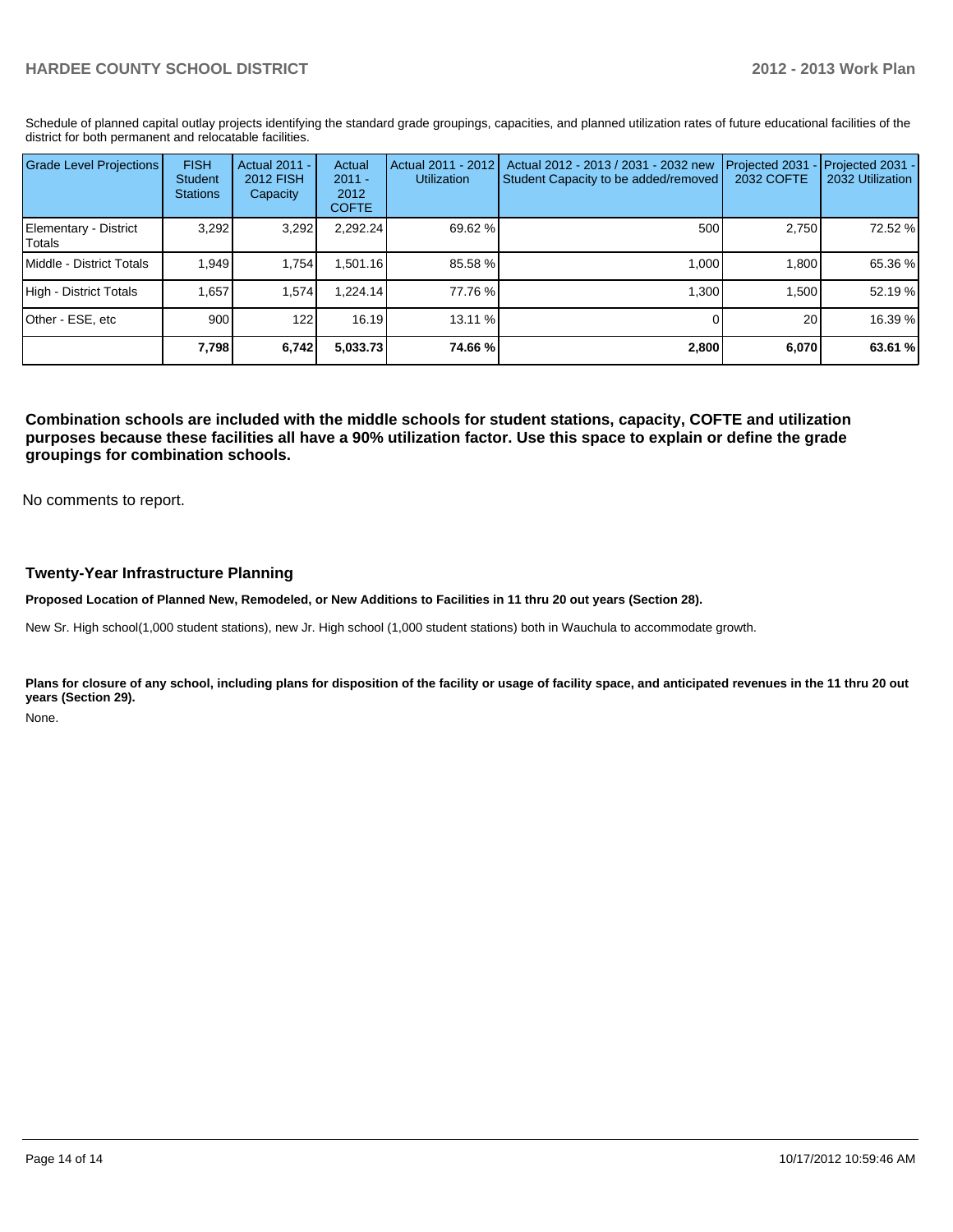Schedule of planned capital outlay projects identifying the standard grade groupings, capacities, and planned utilization rates of future educational facilities of the district for both permanent and relocatable facilities.

| Grade Level Projections | FISH Student Stations | Actual 2011 - 2012 FISH Capacity | Actual 2011 - 2012 COFTE | Actual 2011 - 2012 Utilization | Actual 2012 - 2013 / 2031 - 2032 new Student Capacity to be added/removed | Projected 2031 - 2032 COFTE | Projected 2031 - 2032 Utilization |
|---|---|---|---|---|---|---|---|
| Elementary - District Totals | 3,292 | 3,292 | 2,292.24 | 69.62 % | 500 | 2,750 | 72.52 % |
| Middle - District Totals | 1,949 | 1,754 | 1,501.16 | 85.58 % | 1,000 | 1,800 | 65.36 % |
| High - District Totals | 1,657 | 1,574 | 1,224.14 | 77.76 % | 1,300 | 1,500 | 52.19 % |
| Other - ESE, etc | 900 | 122 | 16.19 | 13.11 % | 0 | 20 | 16.39 % |
| | **7,798** | **6,742** | **5,033.73** | **74.66 %** | **2,800** | **6,070** | **63.61 %** |

**Combination schools are included with the middle schools for student stations, capacity, COFTE and utilization purposes because these facilities all have a 90% utilization factor. Use this space to explain or define the grade groupings for combination schools.**

No comments to report.

## Twenty-Year Infrastructure Planning

**Proposed Location of Planned New, Remodeled, or New Additions to Facilities in 11 thru 20 out years (Section 28).**

New Sr. High school(1,000 student stations), new Jr. High school (1,000 student stations) both in Wauchula to accommodate growth.

**Plans for closure of any school, including plans for disposition of the facility or usage of facility space, and anticipated revenues in the 11 thru 20 out years (Section 29).**

None.